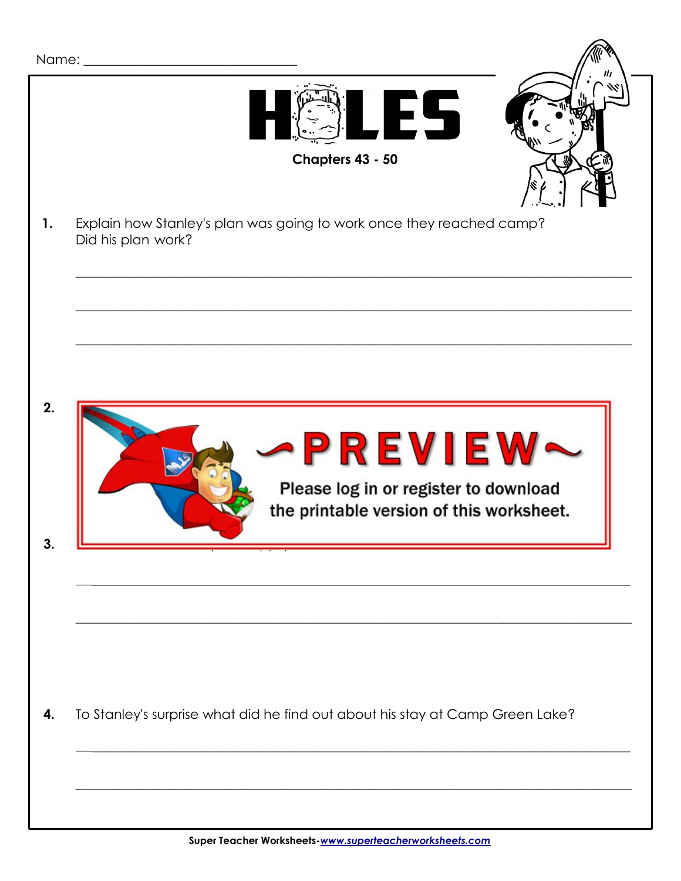Name: ______________________________

# HOLES

**Chapters 43 - 50**

**1.** Explain how Stanley's plan was going to work once they reached camp? Did his plan work?

___________________________________________________________________________

___________________________________________________________________________

___________________________________________________________________________

**2.**

~PREVIEW~

Please log in or register to download the printable version of this worksheet.

**3.**

___________________________________________________________________________

___________________________________________________________________________

**4.** To Stanley's surprise what did he find out about his stay at Camp Green Lake?

___________________________________________________________________________

___________________________________________________________________________

Super Teacher Worksheets-*www.superteacherworksheets.com*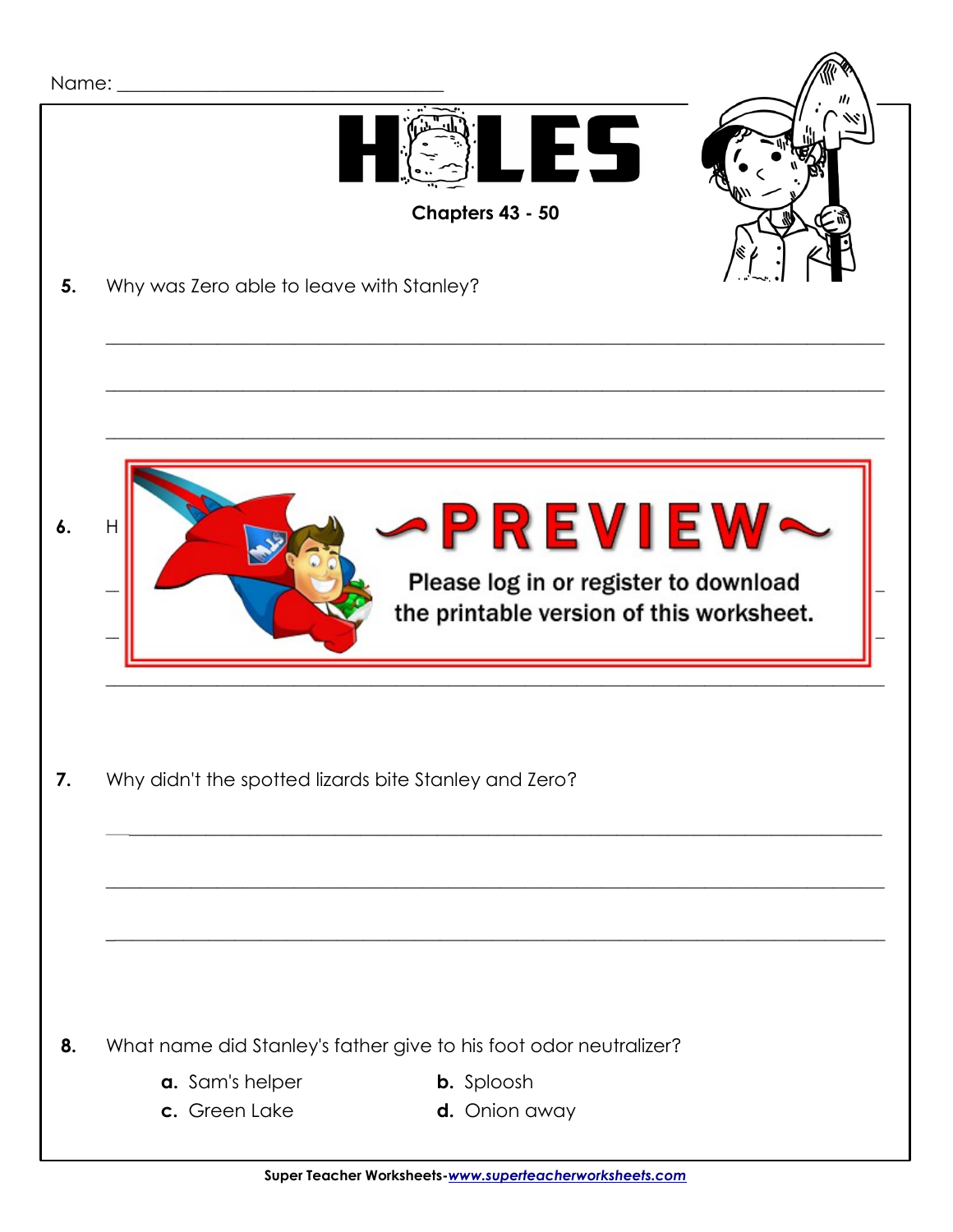Name: ______________________________

# HOLES

**Chapters 43 - 50**

**5.** Why was Zero able to leave with Stanley?

______________________________________________________________________

______________________________________________________________________

______________________________________________________________________

**6.** H

**PREVIEW**

Please log in or register to download the printable version of this worksheet.

______________________________________________________________________

**7.** Why didn't the spotted lizards bite Stanley and Zero?

______________________________________________________________________

______________________________________________________________________

______________________________________________________________________

**8.** What name did Stanley's father give to his foot odor neutralizer?

**a.** Sam's helper

**b.** Sploosh

**c.** Green Lake

**d.** Onion away

Super Teacher Worksheets-*www.superteacherworksheets.com*